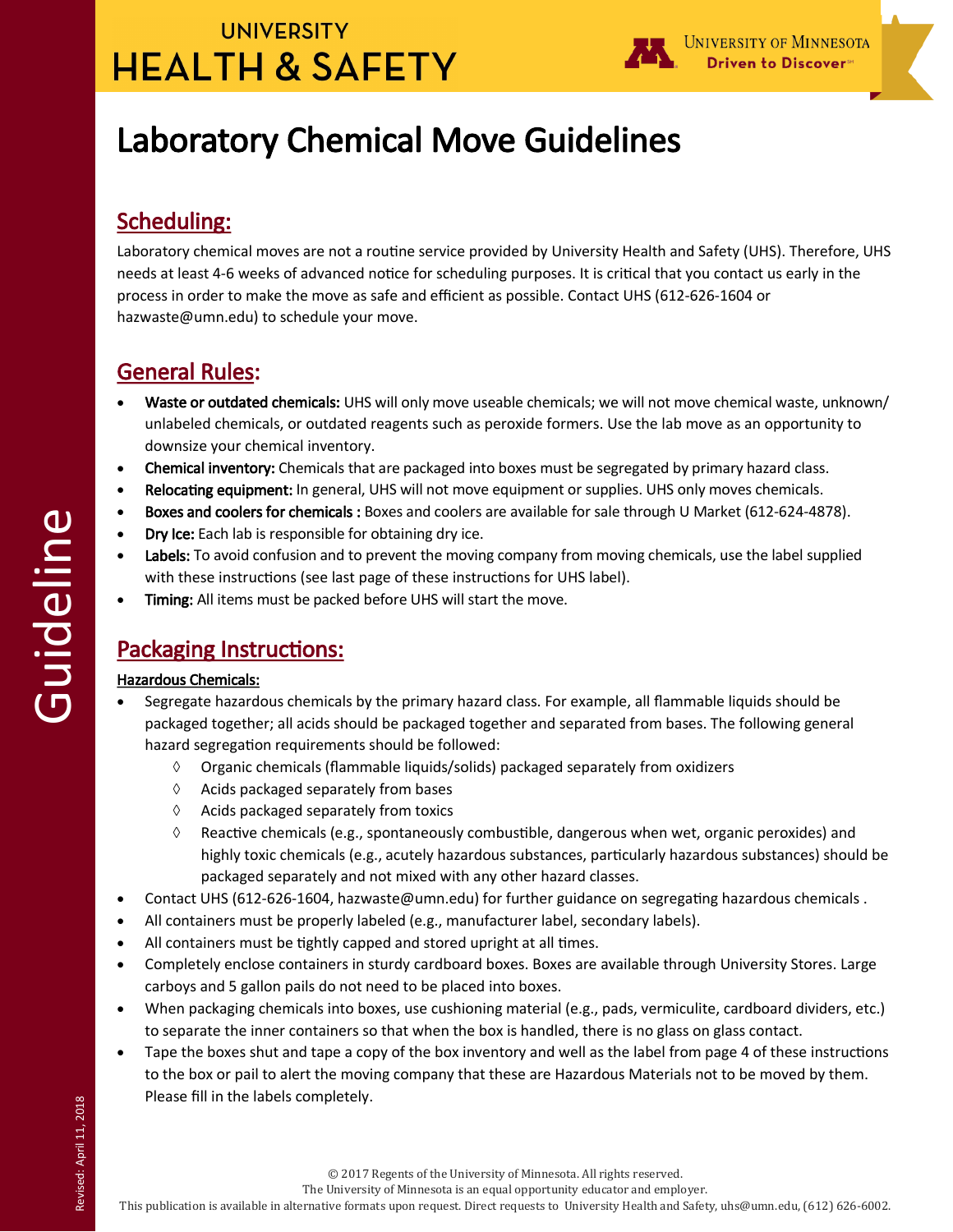# Laboratory Chemical Move Guidelines

## Scheduling:

Laboratory chemical moves are not a routine service provided by University Health and Safety (UHS). Therefore, UHS needs at least 4-6 weeks of advanced notice for scheduling purposes. It is critical that you contact us early in the process in order to make the move as safe and efficient as possible. Contact UHS (612-626-1604 or hazwaste@umn.edu) to schedule your move.

## General Rules:

- **Waste or outdated chemicals:** UHS will only move useable chemicals; we will not move chemical waste, unknown/ unlabeled chemicals, or outdated reagents such as peroxide formers. Use the lab move as an opportunity to downsize your chemical inventory.
- **Chemical inventory:** Chemicals that are packaged into boxes must be segregated by primary hazard class.
- **Relocating equipment:** In general, UHS will not move equipment or supplies. UHS only moves chemicals.
- **Boxes and coolers for chemicals :** Boxes and coolers are available for sale through U Market (612-624-4878).
- **Dry Ice:** Each lab is responsible for obtaining dry ice.
- **Labels:** To avoid confusion and to prevent the moving company from moving chemicals, use the label supplied with these instructions (see last page of these instructions for UHS label).
- **Timing:** All items must be packed before UHS will start the move.

## Packaging Instructions:

### Hazardous Chemicals:

- Segregate hazardous chemicals by the primary hazard class. For example, all flammable liquids should be packaged together; all acids should be packaged together and separated from bases. The following general hazard segregation requirements should be followed:
  - Organic chemicals (flammable liquids/solids) packaged separately from oxidizers
  - Acids packaged separately from bases
  - Acids packaged separately from toxics
  - Reactive chemicals (e.g., spontaneously combustible, dangerous when wet, organic peroxides) and highly toxic chemicals (e.g., acutely hazardous substances, particularly hazardous substances) should be packaged separately and not mixed with any other hazard classes.
- Contact UHS (612-626-1604, hazwaste@umn.edu) for further guidance on segregating hazardous chemicals .
- All containers must be properly labeled (e.g., manufacturer label, secondary labels).
- All containers must be tightly capped and stored upright at all times.
- Completely enclose containers in sturdy cardboard boxes. Boxes are available through University Stores. Large carboys and 5 gallon pails do not need to be placed into boxes.
- When packaging chemicals into boxes, use cushioning material (e.g., pads, vermiculite, cardboard dividers, etc.) to separate the inner containers so that when the box is handled, there is no glass on glass contact.
- Tape the boxes shut and tape a copy of the box inventory and well as the label from page 4 of these instructions to the box or pail to alert the moving company that these are Hazardous Materials not to be moved by them. Please fill in the labels completely.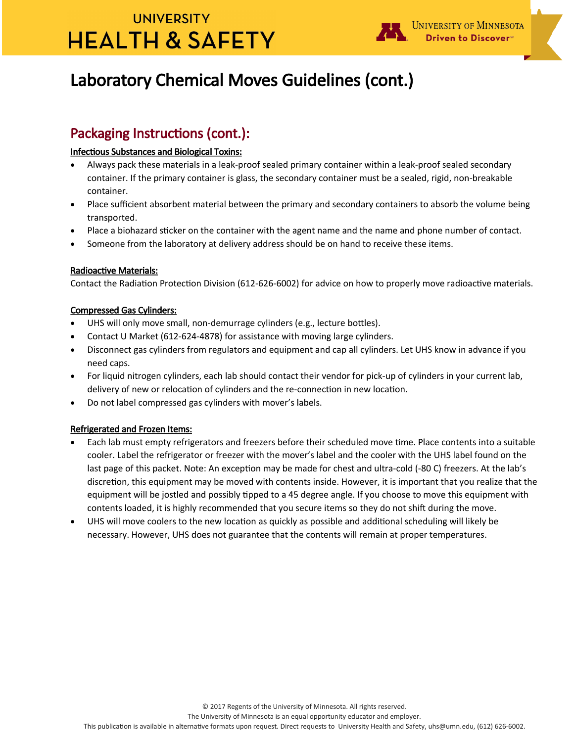# Laboratory Chemical Moves Guidelines (cont.)

## Packaging Instructions (cont.):

### Infectious Substances and Biological Toxins:

- Always pack these materials in a leak-proof sealed primary container within a leak-proof sealed secondary container. If the primary container is glass, the secondary container must be a sealed, rigid, non-breakable container.
- Place sufficient absorbent material between the primary and secondary containers to absorb the volume being transported.
- Place a biohazard sticker on the container with the agent name and the name and phone number of contact.
- Someone from the laboratory at delivery address should be on hand to receive these items.

### Radioactive Materials:

Contact the Radiation Protection Division (612-626-6002) for advice on how to properly move radioactive materials.

### Compressed Gas Cylinders:

- UHS will only move small, non-demurrage cylinders (e.g., lecture bottles).
- Contact U Market (612-624-4878) for assistance with moving large cylinders.
- Disconnect gas cylinders from regulators and equipment and cap all cylinders. Let UHS know in advance if you need caps.
- For liquid nitrogen cylinders, each lab should contact their vendor for pick-up of cylinders in your current lab, delivery of new or relocation of cylinders and the re-connection in new location.
- Do not label compressed gas cylinders with mover's labels.

### Refrigerated and Frozen Items:

- Each lab must empty refrigerators and freezers before their scheduled move time. Place contents into a suitable cooler. Label the refrigerator or freezer with the mover's label and the cooler with the UHS label found on the last page of this packet. Note: An exception may be made for chest and ultra-cold (-80 C) freezers. At the lab's discretion, this equipment may be moved with contents inside. However, it is important that you realize that the equipment will be jostled and possibly tipped to a 45 degree angle. If you choose to move this equipment with contents loaded, it is highly recommended that you secure items so they do not shift during the move.
- UHS will move coolers to the new location as quickly as possible and additional scheduling will likely be necessary. However, UHS does not guarantee that the contents will remain at proper temperatures.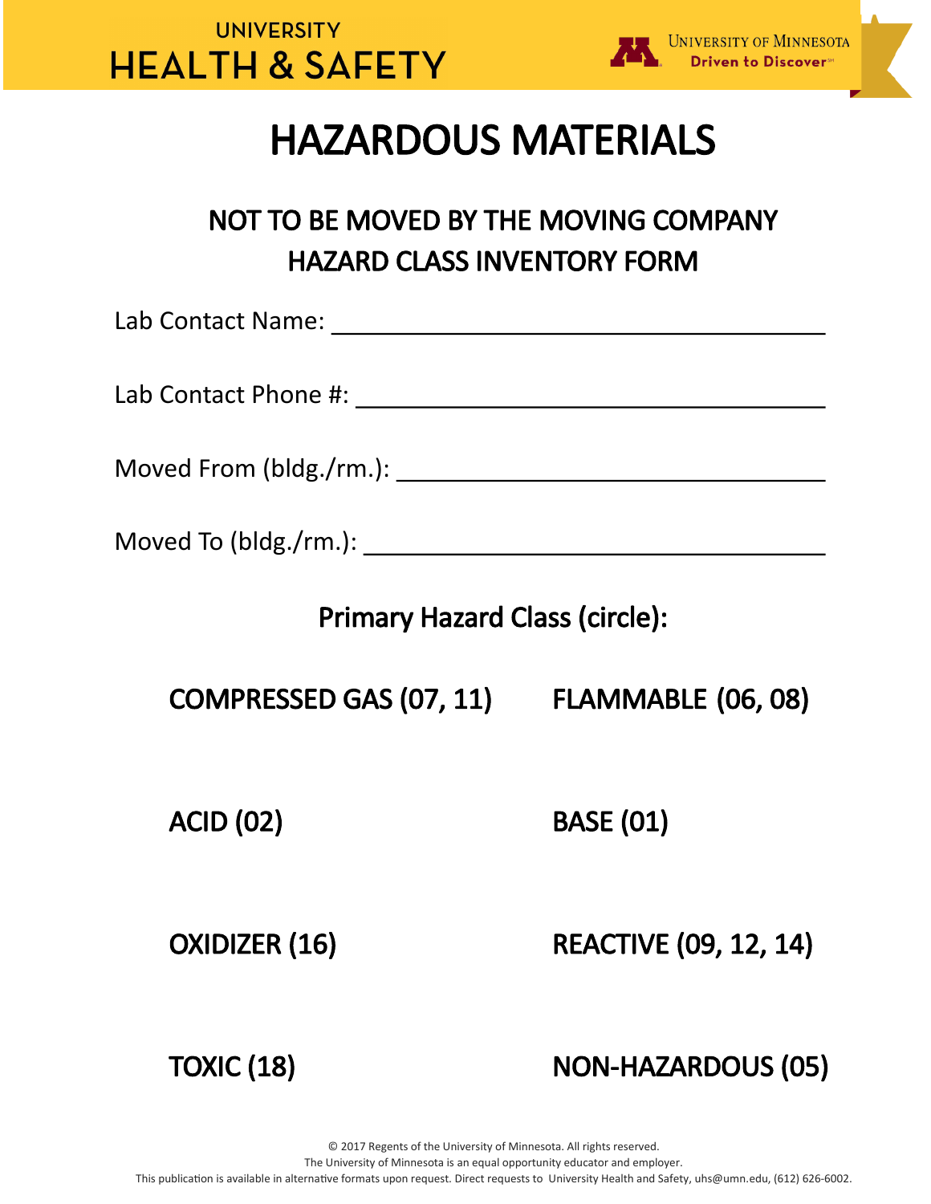UNIVERSITY
HEALTH & SAFETY

University of Minnesota
Driven to Discover℠

# HAZARDOUS MATERIALS

## NOT TO BE MOVED BY THE MOVING COMPANY
## HAZARD CLASS INVENTORY FORM

Lab Contact Name: ___________________________________

Lab Contact Phone #: ________________________________

Moved From (bldg./rm.): _____________________________

Moved To (bldg./rm.): _______________________________

### Primary Hazard Class (circle):

COMPRESSED GAS (07, 11)

FLAMMABLE (06, 08)

ACID (02)

BASE (01)

OXIDIZER (16)

REACTIVE (09, 12, 14)

TOXIC (18)

NON-HAZARDOUS (05)

© 2017 Regents of the University of Minnesota. All rights reserved.
The University of Minnesota is an equal opportunity educator and employer.
This publication is available in alternative formats upon request. Direct requests to University Health and Safety, uhs@umn.edu, (612) 626-6002.